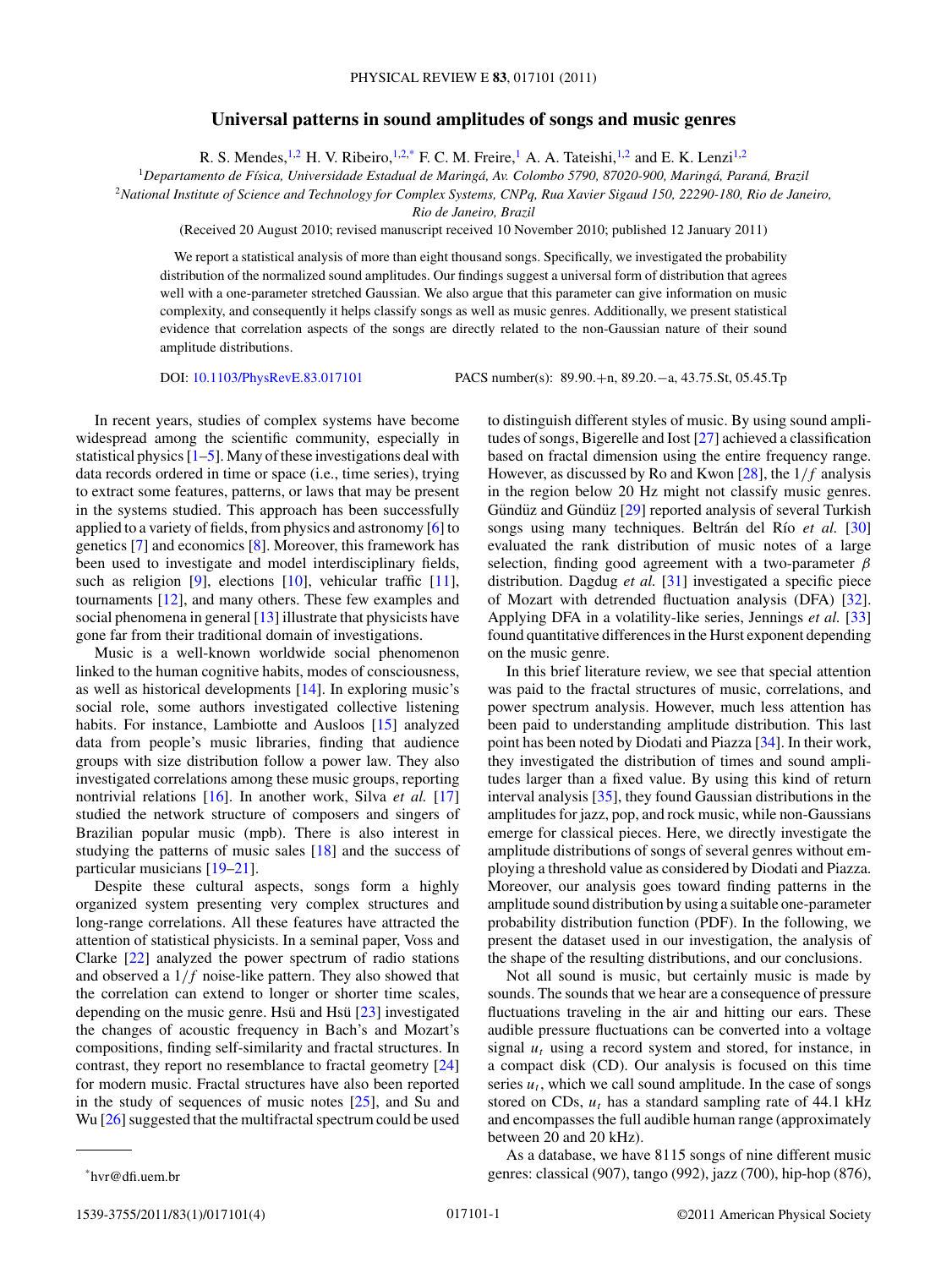# Universal patterns in sound amplitudes of songs and music genres

R. S. Mendes,[1,2] H. V. Ribeiro,[1,2,*] F. C. M. Freire,[1] A. A. Tateishi,[1,2] and E. K. Lenzi[1,2]

[1]*Departamento de Física, Universidade Estadual de Maringá, Av. Colombo 5790, 87020-900, Maringá, Paraná, Brazil*

[2]*National Institute of Science and Technology for Complex Systems, CNPq, Rua Xavier Sigaud 150, 22290-180, Rio de Janeiro, Rio de Janeiro, Brazil*

(Received 20 August 2010; revised manuscript received 10 November 2010; published 12 January 2011)

We report a statistical analysis of more than eight thousand songs. Specifically, we investigated the probability distribution of the normalized sound amplitudes. Our findings suggest a universal form of distribution that agrees well with a one-parameter stretched Gaussian. We also argue that this parameter can give information on music complexity, and consequently it helps classify songs as well as music genres. Additionally, we present statistical evidence that correlation aspects of the songs are directly related to the non-Gaussian nature of their sound amplitude distributions.

DOI: 10.1103/PhysRevE.83.017101    PACS number(s): 89.90.+n, 89.20.−a, 43.75.St, 05.45.Tp

In recent years, studies of complex systems have become widespread among the scientific community, especially in statistical physics [1–5]. Many of these investigations deal with data records ordered in time or space (i.e., time series), trying to extract some features, patterns, or laws that may be present in the systems studied. This approach has been successfully applied to a variety of fields, from physics and astronomy [6] to genetics [7] and economics [8]. Moreover, this framework has been used to investigate and model interdisciplinary fields, such as religion [9], elections [10], vehicular traffic [11], tournaments [12], and many others. These few examples and social phenomena in general [13] illustrate that physicists have gone far from their traditional domain of investigations.

Music is a well-known worldwide social phenomenon linked to the human cognitive habits, modes of consciousness, as well as historical developments [14]. In exploring music's social role, some authors investigated collective listening habits. For instance, Lambiotte and Ausloos [15] analyzed data from people's music libraries, finding that audience groups with size distribution follow a power law. They also investigated correlations among these music groups, reporting nontrivial relations [16]. In another work, Silva *et al.* [17] studied the network structure of composers and singers of Brazilian popular music (mpb). There is also interest in studying the patterns of music sales [18] and the success of particular musicians [19–21].

Despite these cultural aspects, songs form a highly organized system presenting very complex structures and long-range correlations. All these features have attracted the attention of statistical physicists. In a seminal paper, Voss and Clarke [22] analyzed the power spectrum of radio stations and observed a $1/f$ noise-like pattern. They also showed that the correlation can extend to longer or shorter time scales, depending on the music genre. Hsü and Hsü [23] investigated the changes of acoustic frequency in Bach's and Mozart's compositions, finding self-similarity and fractal structures. In contrast, they report no resemblance to fractal geometry [24] for modern music. Fractal structures have also been reported in the study of sequences of music notes [25], and Su and Wu [26] suggested that the multifractal spectrum could be used to distinguish different styles of music. By using sound amplitudes of songs, Bigerelle and Iost [27] achieved a classification based on fractal dimension using the entire frequency range. However, as discussed by Ro and Kwon [28], the $1/f$ analysis in the region below 20 Hz might not classify music genres. Gündüz and Gündüz [29] reported analysis of several Turkish songs using many techniques. Beltrán del Río *et al.* [30] evaluated the rank distribution of music notes of a large selection, finding good agreement with a two-parameter $\beta$ distribution. Dagdug *et al.* [31] investigated a specific piece of Mozart with detrended fluctuation analysis (DFA) [32]. Applying DFA in a volatility-like series, Jennings *et al.* [33] found quantitative differences in the Hurst exponent depending on the music genre.

In this brief literature review, we see that special attention was paid to the fractal structures of music, correlations, and power spectrum analysis. However, much less attention has been paid to understanding amplitude distribution. This last point has been noted by Diodati and Piazza [34]. In their work, they investigated the distribution of times and sound amplitudes larger than a fixed value. By using this kind of return interval analysis [35], they found Gaussian distributions in the amplitudes for jazz, pop, and rock music, while non-Gaussians emerge for classical pieces. Here, we directly investigate the amplitude distributions of songs of several genres without employing a threshold value as considered by Diodati and Piazza. Moreover, our analysis goes toward finding patterns in the amplitude sound distribution by using a suitable one-parameter probability distribution function (PDF). In the following, we present the dataset used in our investigation, the analysis of the shape of the resulting distributions, and our conclusions.

Not all sound is music, but certainly music is made by sounds. The sounds that we hear are a consequence of pressure fluctuations traveling in the air and hitting our ears. These audible pressure fluctuations can be converted into a voltage signal $u_t$ using a record system and stored, for instance, in a compact disk (CD). Our analysis is focused on this time series $u_t$, which we call sound amplitude. In the case of songs stored on CDs, $u_t$ has a standard sampling rate of 44.1 kHz and encompasses the full audible human range (approximately between 20 and 20 kHz).

As a database, we have 8115 songs of nine different music genres: classical (907), tango (992), jazz (700), hip-hop (876),

*hvr@dfi.uem.br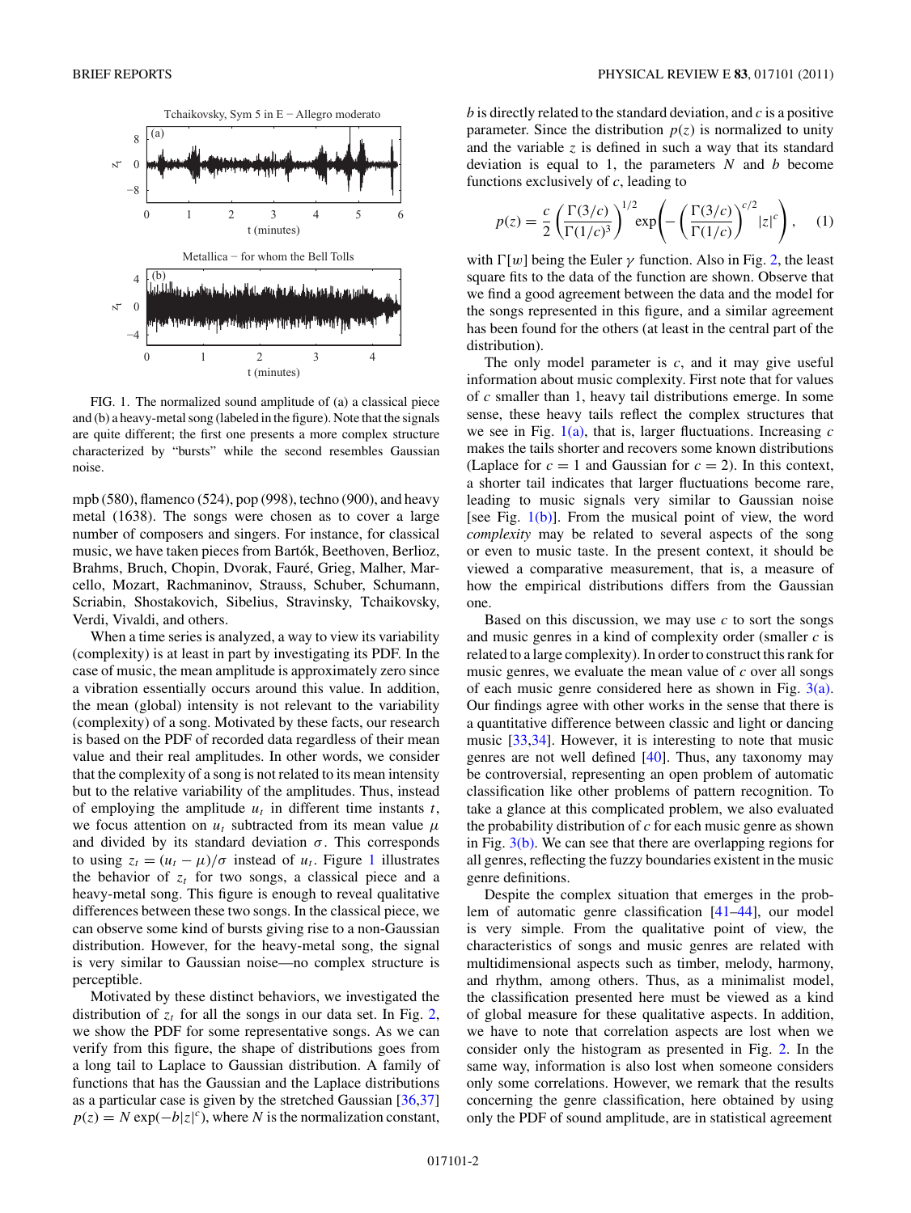FIG. 1. The normalized sound amplitude of (a) a classical piece and (b) a heavy-metal song (labeled in the figure). Note that the signals are quite different; the first one presents a more complex structure characterized by "bursts" while the second resembles Gaussian noise.

mpb (580), flamenco (524), pop (998), techno (900), and heavy metal (1638). The songs were chosen as to cover a large number of composers and singers. For instance, for classical music, we have taken pieces from Bartók, Beethoven, Berlioz, Brahms, Bruch, Chopin, Dvorak, Fauré, Grieg, Malher, Marcello, Mozart, Rachmaninov, Strauss, Schuber, Schumann, Scriabin, Shostakovich, Sibelius, Stravinsky, Tchaikovsky, Verdi, Vivaldi, and others.

When a time series is analyzed, a way to view its variability (complexity) is at least in part by investigating its PDF. In the case of music, the mean amplitude is approximately zero since a vibration essentially occurs around this value. In addition, the mean (global) intensity is not relevant to the variability (complexity) of a song. Motivated by these facts, our research is based on the PDF of recorded data regardless of their mean value and their real amplitudes. In other words, we consider that the complexity of a song is not related to its mean intensity but to the relative variability of the amplitudes. Thus, instead of employing the amplitude $u_t$ in different time instants $t$, we focus attention on $u_t$ subtracted from its mean value $\mu$ and divided by its standard deviation $\sigma$. This corresponds to using $z_t = (u_t - \mu)/\sigma$ instead of $u_t$. Figure 1 illustrates the behavior of $z_t$ for two songs, a classical piece and a heavy-metal song. This figure is enough to reveal qualitative differences between these two songs. In the classical piece, we can observe some kind of bursts giving rise to a non-Gaussian distribution. However, for the heavy-metal song, the signal is very similar to Gaussian noise—no complex structure is perceptible.

Motivated by these distinct behaviors, we investigated the distribution of $z_t$ for all the songs in our data set. In Fig. 2, we show the PDF for some representative songs. As we can verify from this figure, the shape of distributions goes from a long tail to Laplace to Gaussian distribution. A family of functions that has the Gaussian and the Laplace distributions as a particular case is given by the stretched Gaussian [36,37] $p(z) = N \exp(-b|z|^c)$, where $N$ is the normalization constant, $b$ is directly related to the standard deviation, and $c$ is a positive parameter. Since the distribution $p(z)$ is normalized to unity and the variable $z$ is defined in such a way that its standard deviation is equal to 1, the parameters $N$ and $b$ become functions exclusively of $c$, leading to

$$p(z) = \frac{c}{2}\left(\frac{\Gamma(3/c)}{\Gamma(1/c)^3}\right)^{1/2} \exp\left(-\left(\frac{\Gamma(3/c)}{\Gamma(1/c)}\right)^{c/2} |z|^c\right), \quad (1)$$

with $\Gamma[w]$ being the Euler $\gamma$ function. Also in Fig. 2, the least square fits to the data of the function are shown. Observe that we find a good agreement between the data and the model for the songs represented in this figure, and a similar agreement has been found for the others (at least in the central part of the distribution).

The only model parameter is $c$, and it may give useful information about music complexity. First note that for values of $c$ smaller than 1, heavy tail distributions emerge. In some sense, these heavy tails reflect the complex structures that we see in Fig. 1(a), that is, larger fluctuations. Increasing $c$ makes the tails shorter and recovers some known distributions (Laplace for $c = 1$ and Gaussian for $c = 2$). In this context, a shorter tail indicates that larger fluctuations become rare, leading to music signals very similar to Gaussian noise [see Fig. 1(b)]. From the musical point of view, the word *complexity* may be related to several aspects of the song or even to music taste. In the present context, it should be viewed a comparative measurement, that is, a measure of how the empirical distributions differs from the Gaussian one.

Based on this discussion, we may use $c$ to sort the songs and music genres in a kind of complexity order (smaller $c$ is related to a large complexity). In order to construct this rank for music genres, we evaluate the mean value of $c$ over all songs of each music genre considered here as shown in Fig. 3(a). Our findings agree with other works in the sense that there is a quantitative difference between classic and light or dancing music [33,34]. However, it is interesting to note that music genres are not well defined [40]. Thus, any taxonomy may be controversial, representing an open problem of automatic classification like other problems of pattern recognition. To take a glance at this complicated problem, we also evaluated the probability distribution of $c$ for each music genre as shown in Fig. 3(b). We can see that there are overlapping regions for all genres, reflecting the fuzzy boundaries existent in the music genre definitions.

Despite the complex situation that emerges in the problem of automatic genre classification [41–44], our model is very simple. From the qualitative point of view, the characteristics of songs and music genres are related with multidimensional aspects such as timber, melody, harmony, and rhythm, among others. Thus, as a minimalist model, the classification presented here must be viewed as a kind of global measure for these qualitative aspects. In addition, we have to note that correlation aspects are lost when we consider only the histogram as presented in Fig. 2. In the same way, information is also lost when someone considers only some correlations. However, we remark that the results concerning the genre classification, here obtained by using only the PDF of sound amplitude, are in statistical agreement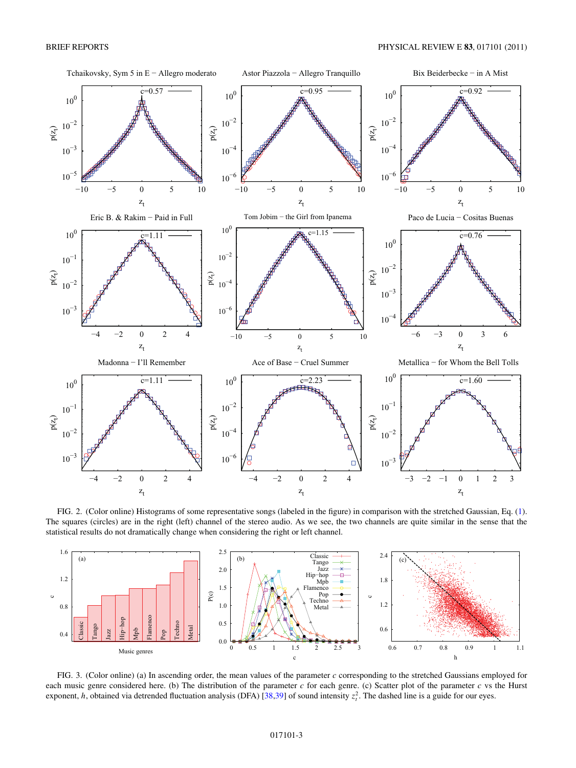FIG. 2. (Color online) Histograms of some representative songs (labeled in the figure) in comparison with the stretched Gaussian, Eq. (1). The squares (circles) are in the right (left) channel of the stereo audio. As we see, the two channels are quite similar in the sense that the statistical results do not dramatically change when considering the right or left channel.

FIG. 3. (Color online) (a) In ascending order, the mean values of the parameter $c$ corresponding to the stretched Gaussians employed for each music genre considered here. (b) The distribution of the parameter $c$ for each genre. (c) Scatter plot of the parameter $c$ vs the Hurst exponent, $h$, obtained via detrended fluctuation analysis (DFA) [38,39] of sound intensity $z_t^2$. The dashed line is a guide for our eyes.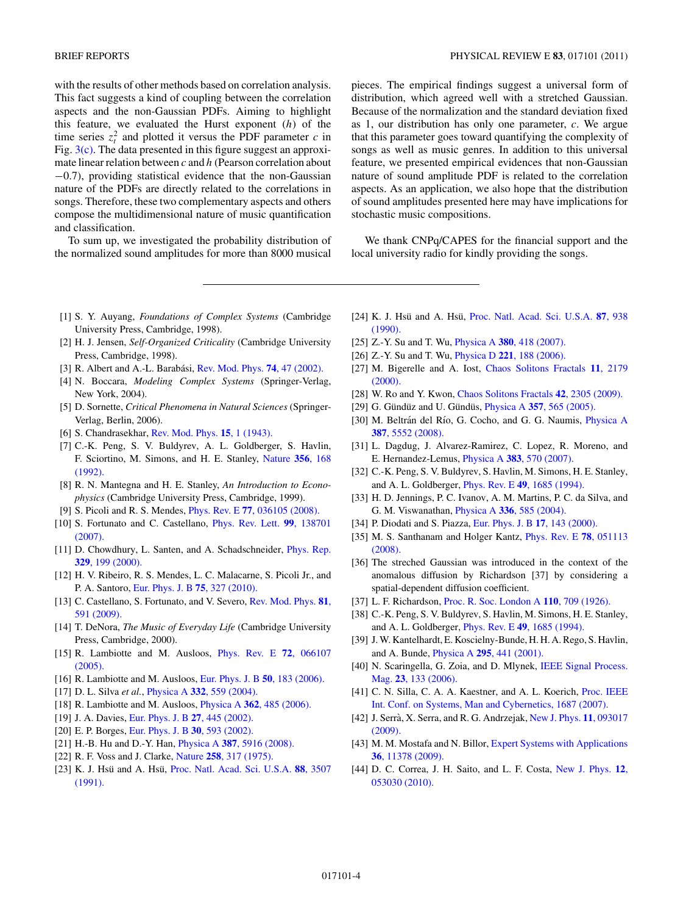with the results of other methods based on correlation analysis. This fact suggests a kind of coupling between the correlation aspects and the non-Gaussian PDFs. Aiming to highlight this feature, we evaluated the Hurst exponent ($h$) of the time series $z_t^2$ and plotted it versus the PDF parameter $c$ in Fig. 3(c). The data presented in this figure suggest an approximate linear relation between $c$ and $h$ (Pearson correlation about $-0.7$), providing statistical evidence that the non-Gaussian nature of the PDFs are directly related to the correlations in songs. Therefore, these two complementary aspects and others compose the multidimensional nature of music quantification and classification.

To sum up, we investigated the probability distribution of the normalized sound amplitudes for more than 8000 musical pieces. The empirical findings suggest a universal form of distribution, which agreed well with a stretched Gaussian. Because of the normalization and the standard deviation fixed as 1, our distribution has only one parameter, $c$. We argue that this parameter goes toward quantifying the complexity of songs as well as music genres. In addition to this universal feature, we presented empirical evidences that non-Gaussian nature of sound amplitude PDF is related to the correlation aspects. As an application, we also hope that the distribution of sound amplitudes presented here may have implications for stochastic music compositions.

We thank CNPq/CAPES for the financial support and the local university radio for kindly providing the songs.

---

[1] S. Y. Auyang, *Foundations of Complex Systems* (Cambridge University Press, Cambridge, 1998).

[2] H. J. Jensen, *Self-Organized Criticality* (Cambridge University Press, Cambridge, 1998).

[3] R. Albert and A.-L. Barabási, Rev. Mod. Phys. **74**, 47 (2002).

[4] N. Boccara, *Modeling Complex Systems* (Springer-Verlag, New York, 2004).

[5] D. Sornette, *Critical Phenomena in Natural Sciences* (Springer-Verlag, Berlin, 2006).

[6] S. Chandrasekhar, Rev. Mod. Phys. **15**, 1 (1943).

[7] C.-K. Peng, S. V. Buldyrev, A. L. Goldberger, S. Havlin, F. Sciortino, M. Simons, and H. E. Stanley, Nature **356**, 168 (1992).

[8] R. N. Mantegna and H. E. Stanley, *An Introduction to Econophysics* (Cambridge University Press, Cambridge, 1999).

[9] S. Picoli and R. S. Mendes, Phys. Rev. E **77**, 036105 (2008).

[10] S. Fortunato and C. Castellano, Phys. Rev. Lett. **99**, 138701 (2007).

[11] D. Chowdhury, L. Santen, and A. Schadschneider, Phys. Rep. **329**, 199 (2000).

[12] H. V. Ribeiro, R. S. Mendes, L. C. Malacarne, S. Picoli Jr., and P. A. Santoro, Eur. Phys. J. B **75**, 327 (2010).

[13] C. Castellano, S. Fortunato, and V. Severo, Rev. Mod. Phys. **81**, 591 (2009).

[14] T. DeNora, *The Music of Everyday Life* (Cambridge University Press, Cambridge, 2000).

[15] R. Lambiotte and M. Ausloos, Phys. Rev. E **72**, 066107 (2005).

[16] R. Lambiotte and M. Ausloos, Eur. Phys. J. B **50**, 183 (2006).

[17] D. L. Silva *et al.*, Physica A **332**, 559 (2004).

[18] R. Lambiotte and M. Ausloos, Physica A **362**, 485 (2006).

[19] J. A. Davies, Eur. Phys. J. B **27**, 445 (2002).

[20] E. P. Borges, Eur. Phys. J. B **30**, 593 (2002).

[21] H.-B. Hu and D.-Y. Han, Physica A **387**, 5916 (2008).

[22] R. F. Voss and J. Clarke, Nature **258**, 317 (1975).

[23] K. J. Hsü and A. Hsü, Proc. Natl. Acad. Sci. U.S.A. **88**, 3507 (1991).

[24] K. J. Hsü and A. Hsü, Proc. Natl. Acad. Sci. U.S.A. **87**, 938 (1990).

[25] Z.-Y. Su and T. Wu, Physica A **380**, 418 (2007).

[26] Z.-Y. Su and T. Wu, Physica D **221**, 188 (2006).

[27] M. Bigerelle and A. Iost, Chaos Solitons Fractals **11**, 2179 (2000).

[28] W. Ro and Y. Kwon, Chaos Solitons Fractals **42**, 2305 (2009).

[29] G. Gündüz and U. Gündüs, Physica A **357**, 565 (2005).

[30] M. Beltrán del Río, G. Cocho, and G. G. Naumis, Physica A **387**, 5552 (2008).

[31] L. Dagdug, J. Alvarez-Ramirez, C. Lopez, R. Moreno, and E. Hernandez-Lemus, Physica A **383**, 570 (2007).

[32] C.-K. Peng, S. V. Buldyrev, S. Havlin, M. Simons, H. E. Stanley, and A. L. Goldberger, Phys. Rev. E **49**, 1685 (1994).

[33] H. D. Jennings, P. C. Ivanov, A. M. Martins, P. C. da Silva, and G. M. Viswanathan, Physica A **336**, 585 (2004).

[34] P. Diodati and S. Piazza, Eur. Phys. J. B **17**, 143 (2000).

[35] M. S. Santhanam and Holger Kantz, Phys. Rev. E **78**, 051113 (2008).

[36] The streched Gaussian was introduced in the context of the anomalous diffusion by Richardson [37] by considering a spatial-dependent diffusion coefficient.

[37] L. F. Richardson, Proc. R. Soc. London A **110**, 709 (1926).

[38] C.-K. Peng, S. V. Buldyrev, S. Havlin, M. Simons, H. E. Stanley, and A. L. Goldberger, Phys. Rev. E **49**, 1685 (1994).

[39] J. W. Kantelhardt, E. Koscielny-Bunde, H. H. A. Rego, S. Havlin, and A. Bunde, Physica A **295**, 441 (2001).

[40] N. Scaringella, G. Zoia, and D. Mlynek, IEEE Signal Process. Mag. **23**, 133 (2006).

[41] C. N. Silla, C. A. A. Kaestner, and A. L. Koerich, Proc. IEEE Int. Conf. on Systems, Man and Cybernetics, 1687 (2007).

[42] J. Serrà, X. Serra, and R. G. Andrzejak, New J. Phys. **11**, 093017 (2009).

[43] M. M. Mostafa and N. Billor, Expert Systems with Applications **36**, 11378 (2009).

[44] D. C. Correa, J. H. Saito, and L. F. Costa, New J. Phys. **12**, 053030 (2010).